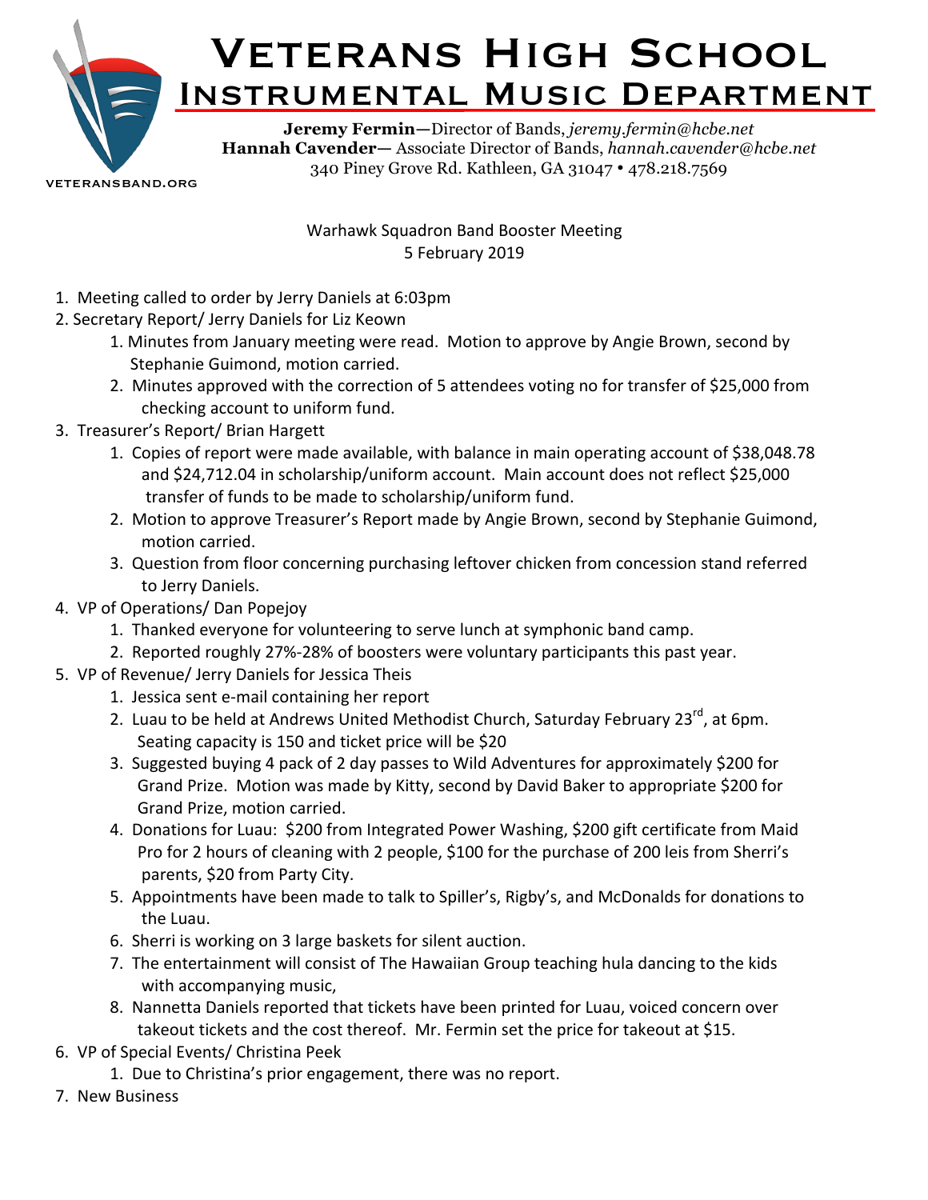# Veterans High School

## Instrumental Music Department

**Jeremy Fermin**—Director of Bands, *jeremy.fermin@hcbe.net*
**Hannah Cavender**— Associate Director of Bands, *hannah.cavender@hcbe.net*
340 Piney Grove Rd. Kathleen, GA 31047 • 478.218.7569

VETERANSBAND.ORG

Warhawk Squadron Band Booster Meeting
5 February 2019

1. Meeting called to order by Jerry Daniels at 6:03pm
2. Secretary Report/ Jerry Daniels for Liz Keown
    1. Minutes from January meeting were read. Motion to approve by Angie Brown, second by Stephanie Guimond, motion carried.
    2. Minutes approved with the correction of 5 attendees voting no for transfer of $25,000 from checking account to uniform fund.
3. Treasurer's Report/ Brian Hargett
    1. Copies of report were made available, with balance in main operating account of $38,048.78 and $24,712.04 in scholarship/uniform account. Main account does not reflect $25,000 transfer of funds to be made to scholarship/uniform fund.
    2. Motion to approve Treasurer's Report made by Angie Brown, second by Stephanie Guimond, motion carried.
    3. Question from floor concerning purchasing leftover chicken from concession stand referred to Jerry Daniels.
4. VP of Operations/ Dan Popejoy
    1. Thanked everyone for volunteering to serve lunch at symphonic band camp.
    2. Reported roughly 27%-28% of boosters were voluntary participants this past year.
5. VP of Revenue/ Jerry Daniels for Jessica Theis
    1. Jessica sent e-mail containing her report
    2. Luau to be held at Andrews United Methodist Church, Saturday February 23rd, at 6pm. Seating capacity is 150 and ticket price will be $20
    3. Suggested buying 4 pack of 2 day passes to Wild Adventures for approximately $200 for Grand Prize. Motion was made by Kitty, second by David Baker to appropriate $200 for Grand Prize, motion carried.
    4. Donations for Luau: $200 from Integrated Power Washing, $200 gift certificate from Maid Pro for 2 hours of cleaning with 2 people, $100 for the purchase of 200 leis from Sherri's parents, $20 from Party City.
    5. Appointments have been made to talk to Spiller's, Rigby's, and McDonalds for donations to the Luau.
    6. Sherri is working on 3 large baskets for silent auction.
    7. The entertainment will consist of The Hawaiian Group teaching hula dancing to the kids with accompanying music,
    8. Nannetta Daniels reported that tickets have been printed for Luau, voiced concern over takeout tickets and the cost thereof. Mr. Fermin set the price for takeout at $15.
6. VP of Special Events/ Christina Peek
    1. Due to Christina's prior engagement, there was no report.
7. New Business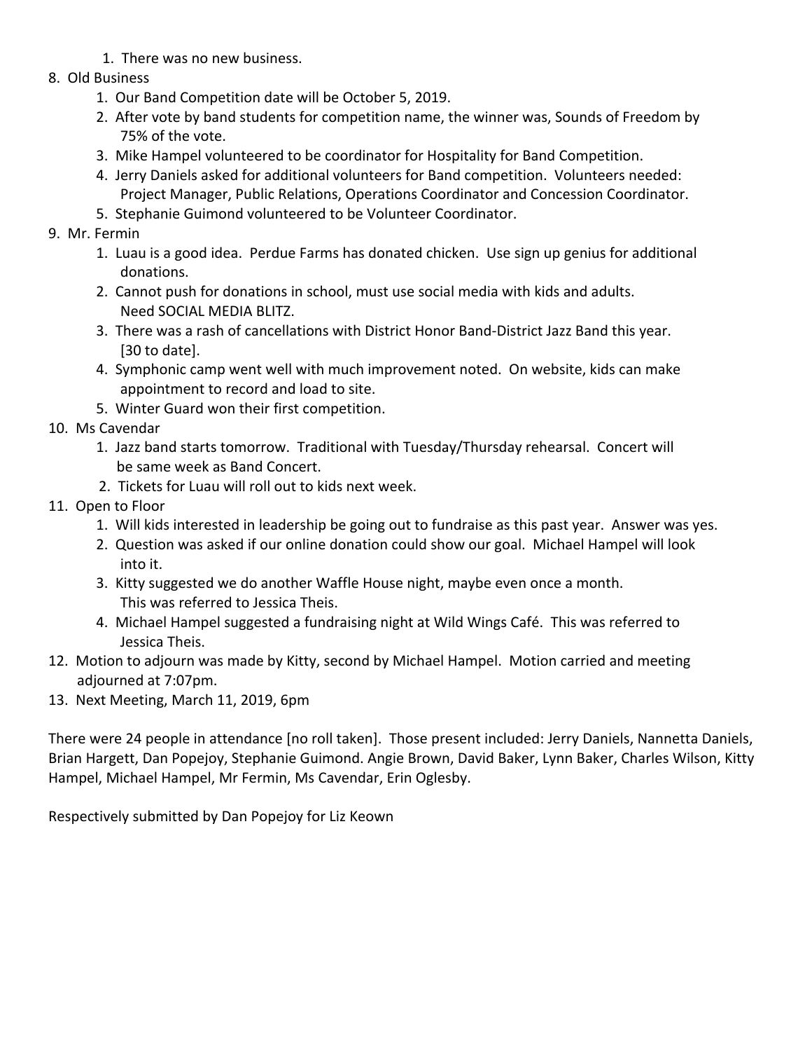1. There was no new business.

8. Old Business
   1. Our Band Competition date will be October 5, 2019.
   2. After vote by band students for competition name, the winner was, Sounds of Freedom by 75% of the vote.
   3. Mike Hampel volunteered to be coordinator for Hospitality for Band Competition.
   4. Jerry Daniels asked for additional volunteers for Band competition. Volunteers needed: Project Manager, Public Relations, Operations Coordinator and Concession Coordinator.
   5. Stephanie Guimond volunteered to be Volunteer Coordinator.
9. Mr. Fermin
   1. Luau is a good idea. Perdue Farms has donated chicken. Use sign up genius for additional donations.
   2. Cannot push for donations in school, must use social media with kids and adults. Need SOCIAL MEDIA BLITZ.
   3. There was a rash of cancellations with District Honor Band-District Jazz Band this year. [30 to date].
   4. Symphonic camp went well with much improvement noted. On website, kids can make appointment to record and load to site.
   5. Winter Guard won their first competition.
10. Ms Cavendar
    1. Jazz band starts tomorrow. Traditional with Tuesday/Thursday rehearsal. Concert will be same week as Band Concert.
    2. Tickets for Luau will roll out to kids next week.
11. Open to Floor
    1. Will kids interested in leadership be going out to fundraise as this past year. Answer was yes.
    2. Question was asked if our online donation could show our goal. Michael Hampel will look into it.
    3. Kitty suggested we do another Waffle House night, maybe even once a month. This was referred to Jessica Theis.
    4. Michael Hampel suggested a fundraising night at Wild Wings Café. This was referred to Jessica Theis.
12. Motion to adjourn was made by Kitty, second by Michael Hampel. Motion carried and meeting adjourned at 7:07pm.
13. Next Meeting, March 11, 2019, 6pm

There were 24 people in attendance [no roll taken]. Those present included: Jerry Daniels, Nannetta Daniels, Brian Hargett, Dan Popejoy, Stephanie Guimond. Angie Brown, David Baker, Lynn Baker, Charles Wilson, Kitty Hampel, Michael Hampel, Mr Fermin, Ms Cavendar, Erin Oglesby.

Respectively submitted by Dan Popejoy for Liz Keown